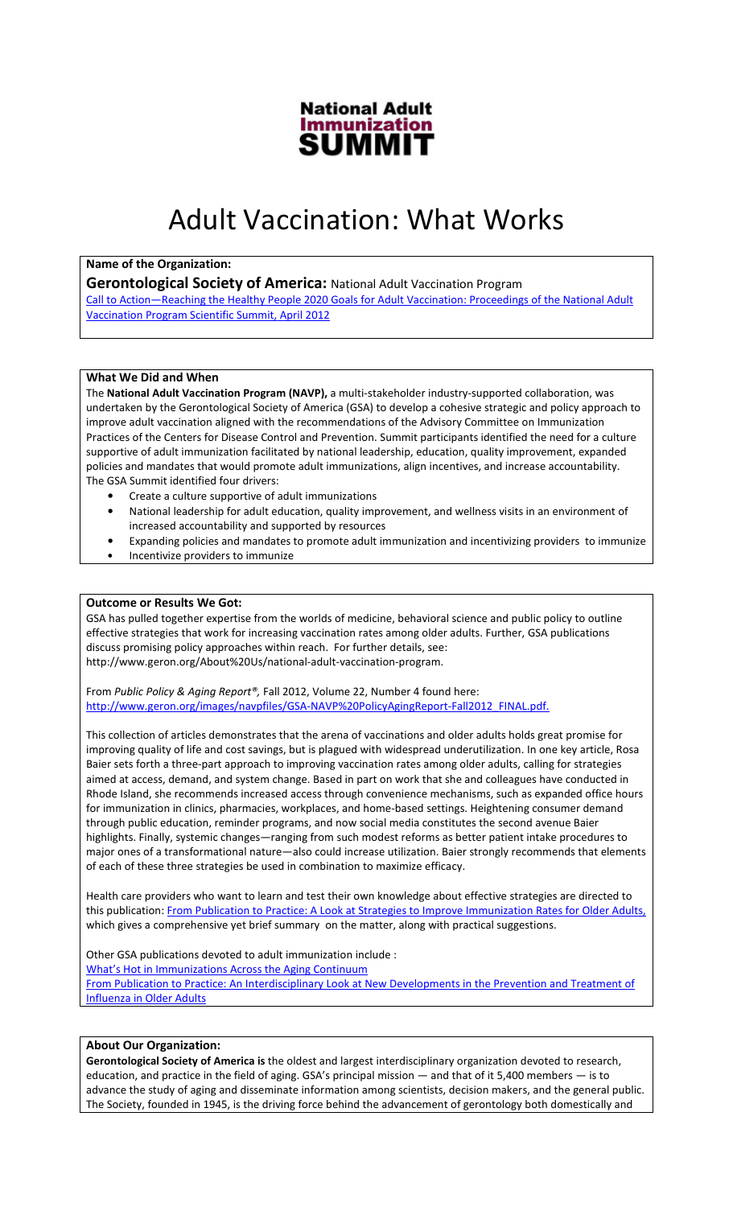**National Adult Immunization SUMMIT**

# Adult Vaccination: What Works

**Name of the Organization:**

**Gerontological Society of America:** National Adult Vaccination Program

[Call to Action—Reaching the Healthy People 2020 Goals for Adult Vaccination: Proceedings of the National Adult Vaccination Program Scientific Summit, April 2012]()

**What We Did and When**

The **National Adult Vaccination Program (NAVP),** a multi-stakeholder industry-supported collaboration, was undertaken by the Gerontological Society of America (GSA) to develop a cohesive strategic and policy approach to improve adult vaccination aligned with the recommendations of the Advisory Committee on Immunization Practices of the Centers for Disease Control and Prevention. Summit participants identified the need for a culture supportive of adult immunization facilitated by national leadership, education, quality improvement, expanded policies and mandates that would promote adult immunizations, align incentives, and increase accountability. The GSA Summit identified four drivers:

- Create a culture supportive of adult immunizations
- National leadership for adult education, quality improvement, and wellness visits in an environment of increased accountability and supported by resources
- Expanding policies and mandates to promote adult immunization and incentivizing providers to immunize
- Incentivize providers to immunize

**Outcome or Results We Got:**

GSA has pulled together expertise from the worlds of medicine, behavioral science and public policy to outline effective strategies that work for increasing vaccination rates among older adults. Further, GSA publications discuss promising policy approaches within reach. For further details, see: http://www.geron.org/About%20Us/national-adult-vaccination-program.

From *Public Policy & Aging Report®,* Fall 2012, Volume 22, Number 4 found here: [http://www.geron.org/images/navpfiles/GSA-NAVP%20PolicyAgingReport-Fall2012_FINAL.pdf.](http://www.geron.org/images/navpfiles/GSA-NAVP%20PolicyAgingReport-Fall2012_FINAL.pdf)

This collection of articles demonstrates that the arena of vaccinations and older adults holds great promise for improving quality of life and cost savings, but is plagued with widespread underutilization. In one key article, Rosa Baier sets forth a three-part approach to improving vaccination rates among older adults, calling for strategies aimed at access, demand, and system change. Based in part on work that she and colleagues have conducted in Rhode Island, she recommends increased access through convenience mechanisms, such as expanded office hours for immunization in clinics, pharmacies, workplaces, and home-based settings. Heightening consumer demand through public education, reminder programs, and now social media constitutes the second avenue Baier highlights. Finally, systemic changes—ranging from such modest reforms as better patient intake procedures to major ones of a transformational nature—also could increase utilization. Baier strongly recommends that elements of each of these three strategies be used in combination to maximize efficacy.

Health care providers who want to learn and test their own knowledge about effective strategies are directed to this publication: [From Publication to Practice: A Look at Strategies to Improve Immunization Rates for Older Adults,]() which gives a comprehensive yet brief summary on the matter, along with practical suggestions.

Other GSA publications devoted to adult immunization include :

[What's Hot in Immunizations Across the Aging Continuum]()

[From Publication to Practice: An Interdisciplinary Look at New Developments in the Prevention and Treatment of Influenza in Older Adults]()

**About Our Organization:**

**Gerontological Society of America is** the oldest and largest interdisciplinary organization devoted to research, education, and practice in the field of aging. GSA's principal mission — and that of it 5,400 members — is to advance the study of aging and disseminate information among scientists, decision makers, and the general public. The Society, founded in 1945, is the driving force behind the advancement of gerontology both domestically and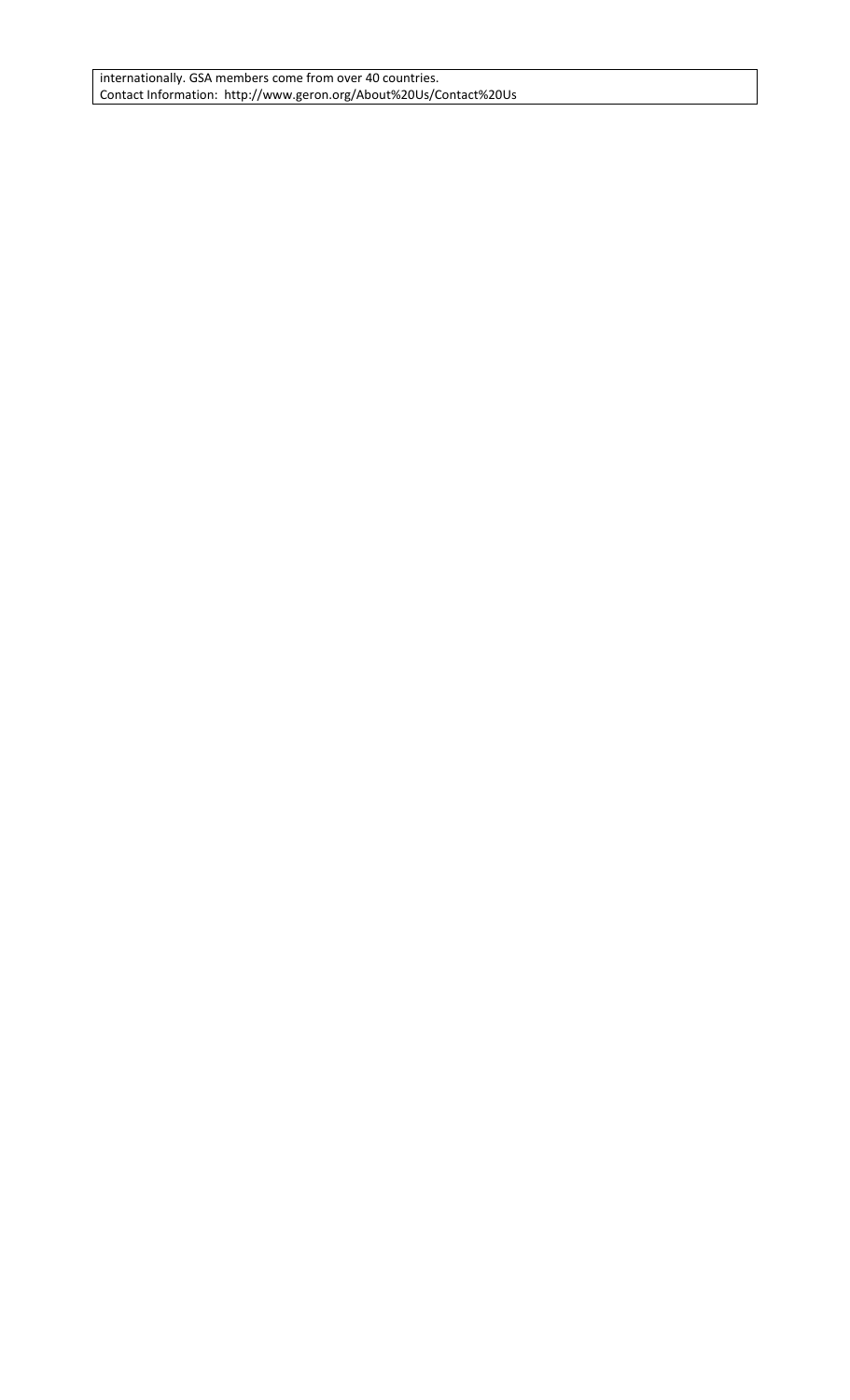internationally. GSA members come from over 40 countries.
Contact Information: http://www.geron.org/About%20Us/Contact%20Us